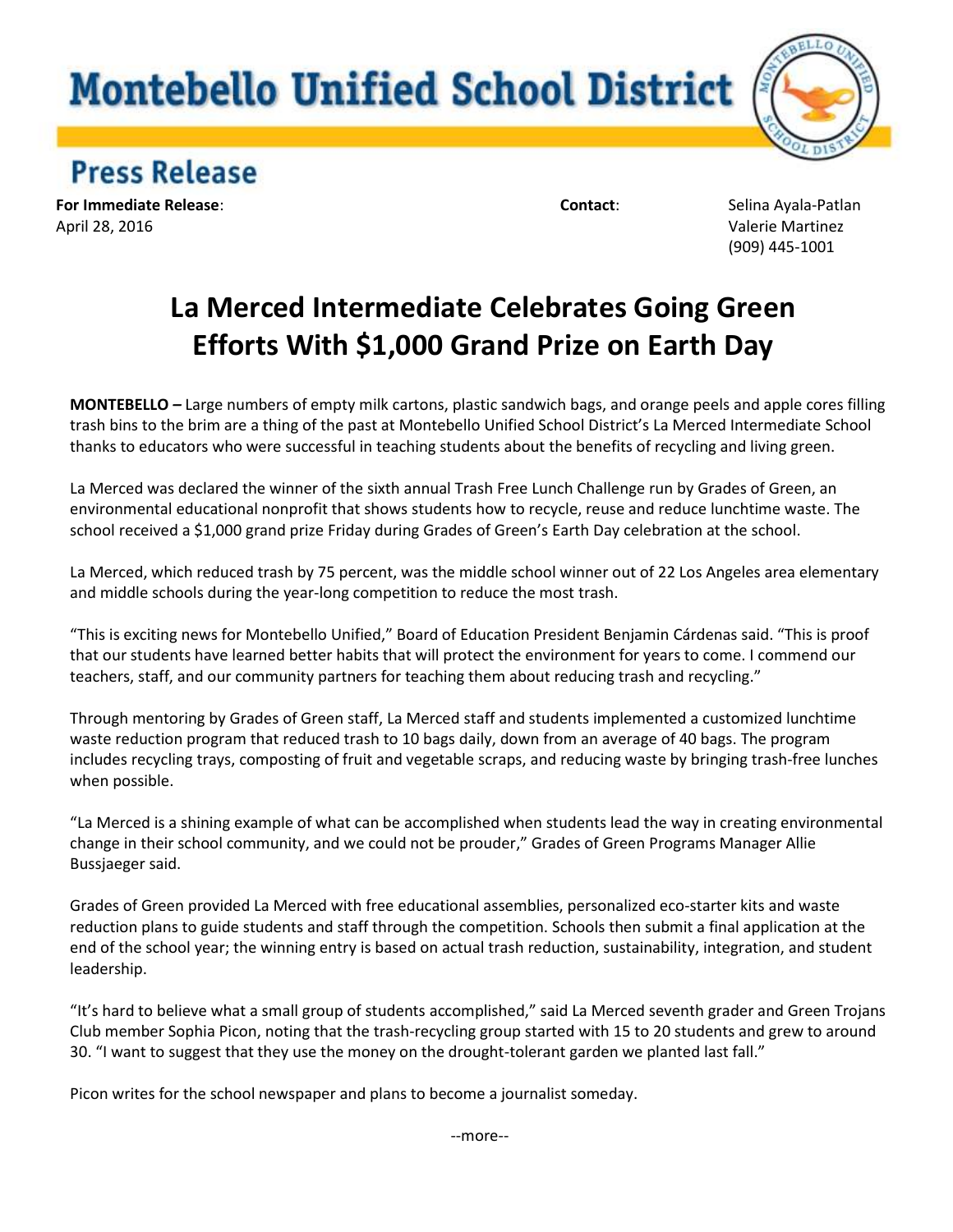# Montebello Unified School District

## Press Release

**For Immediate Release**:
April 28, 2016

**Contact**:
Selina Ayala-Patlan
Valerie Martinez
(909) 445-1001

# La Merced Intermediate Celebrates Going Green Efforts With $1,000 Grand Prize on Earth Day

**MONTEBELLO –** Large numbers of empty milk cartons, plastic sandwich bags, and orange peels and apple cores filling trash bins to the brim are a thing of the past at Montebello Unified School District's La Merced Intermediate School thanks to educators who were successful in teaching students about the benefits of recycling and living green.

La Merced was declared the winner of the sixth annual Trash Free Lunch Challenge run by Grades of Green, an environmental educational nonprofit that shows students how to recycle, reuse and reduce lunchtime waste. The school received a $1,000 grand prize Friday during Grades of Green's Earth Day celebration at the school.

La Merced, which reduced trash by 75 percent, was the middle school winner out of 22 Los Angeles area elementary and middle schools during the year-long competition to reduce the most trash.

"This is exciting news for Montebello Unified," Board of Education President Benjamin Cárdenas said. "This is proof that our students have learned better habits that will protect the environment for years to come. I commend our teachers, staff, and our community partners for teaching them about reducing trash and recycling."

Through mentoring by Grades of Green staff, La Merced staff and students implemented a customized lunchtime waste reduction program that reduced trash to 10 bags daily, down from an average of 40 bags. The program includes recycling trays, composting of fruit and vegetable scraps, and reducing waste by bringing trash-free lunches when possible.

"La Merced is a shining example of what can be accomplished when students lead the way in creating environmental change in their school community, and we could not be prouder," Grades of Green Programs Manager Allie Bussjaeger said.

Grades of Green provided La Merced with free educational assemblies, personalized eco-starter kits and waste reduction plans to guide students and staff through the competition. Schools then submit a final application at the end of the school year; the winning entry is based on actual trash reduction, sustainability, integration, and student leadership.

"It's hard to believe what a small group of students accomplished," said La Merced seventh grader and Green Trojans Club member Sophia Picon, noting that the trash-recycling group started with 15 to 20 students and grew to around 30. "I want to suggest that they use the money on the drought-tolerant garden we planted last fall."

Picon writes for the school newspaper and plans to become a journalist someday.

--more--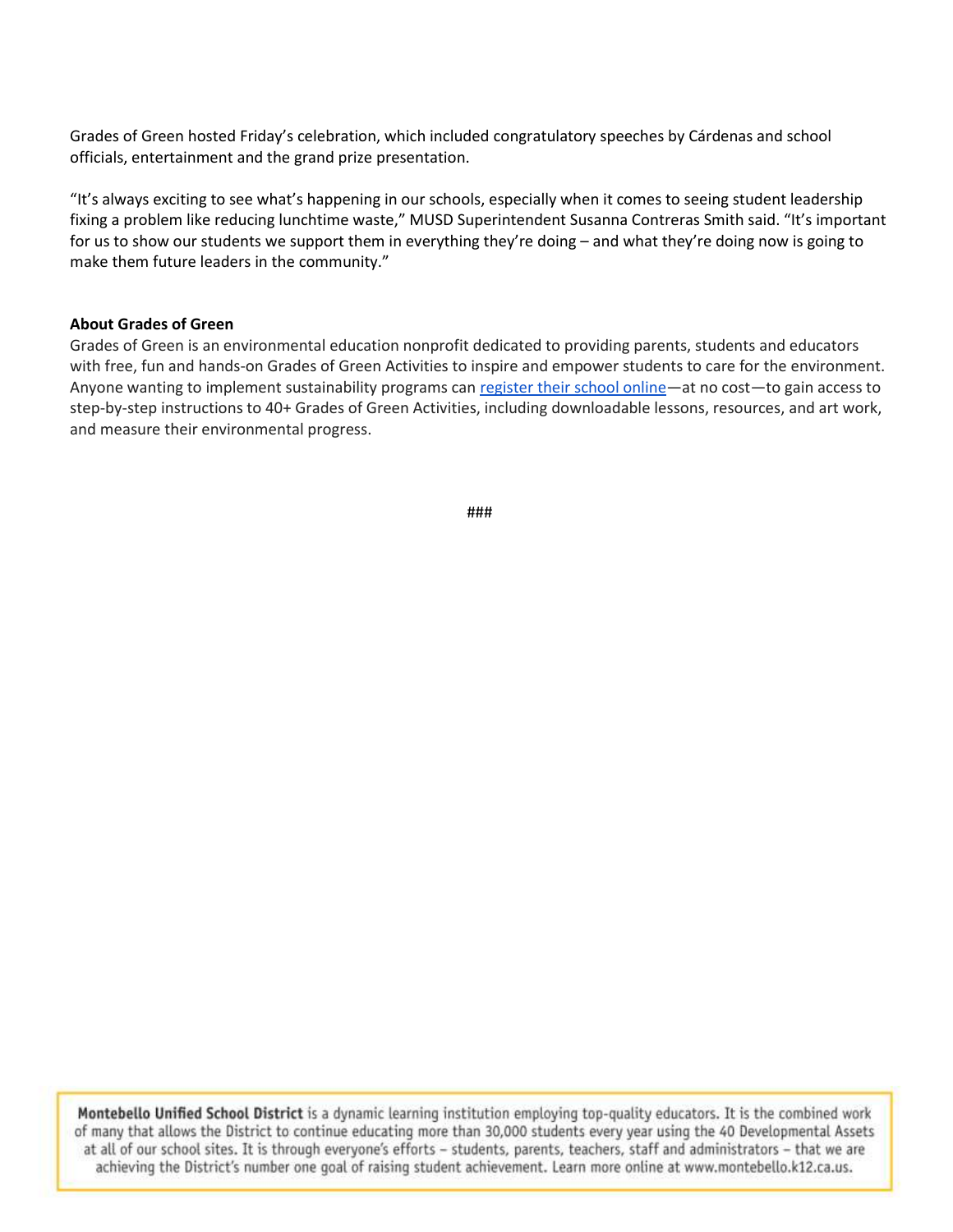Grades of Green hosted Friday's celebration, which included congratulatory speeches by Cárdenas and school officials, entertainment and the grand prize presentation.

"It's always exciting to see what's happening in our schools, especially when it comes to seeing student leadership fixing a problem like reducing lunchtime waste," MUSD Superintendent Susanna Contreras Smith said. "It's important for us to show our students we support them in everything they're doing – and what they're doing now is going to make them future leaders in the community."

**About Grades of Green**

Grades of Green is an environmental education nonprofit dedicated to providing parents, students and educators with free, fun and hands-on Grades of Green Activities to inspire and empower students to care for the environment. Anyone wanting to implement sustainability programs can register their school online—at no cost—to gain access to step-by-step instructions to 40+ Grades of Green Activities, including downloadable lessons, resources, and art work, and measure their environmental progress.

###

**Montebello Unified School District** is a dynamic learning institution employing top-quality educators. It is the combined work of many that allows the District to continue educating more than 30,000 students every year using the 40 Developmental Assets at all of our school sites. It is through everyone's efforts – students, parents, teachers, staff and administrators – that we are achieving the District's number one goal of raising student achievement. Learn more online at www.montebello.k12.ca.us.